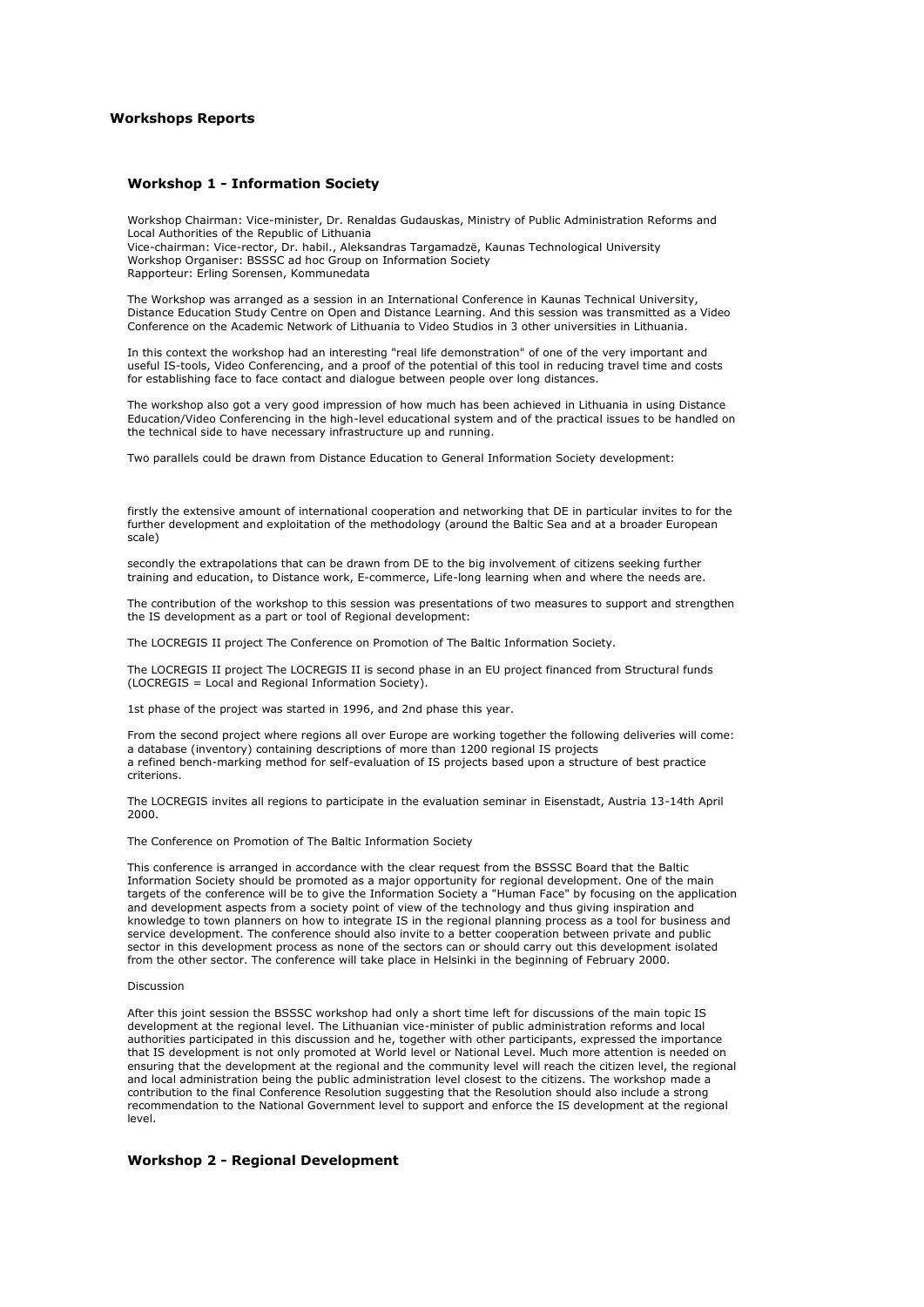## Workshops Reports

### Workshop 1 - Information Society

Workshop Chairman: Vice-minister, Dr. Renaldas Gudauskas, Ministry of Public Administration Reforms and Local Authorities of the Republic of Lithuania
Vice-chairman: Vice-rector, Dr. habil., Aleksandras Targamadzė, Kaunas Technological University
Workshop Organiser: BSSSC ad hoc Group on Information Society
Rapporteur: Erling Sorensen, Kommunedata

The Workshop was arranged as a session in an International Conference in Kaunas Technical University, Distance Education Study Centre on Open and Distance Learning. And this session was transmitted as a Video Conference on the Academic Network of Lithuania to Video Studios in 3 other universities in Lithuania.

In this context the workshop had an interesting "real life demonstration" of one of the very important and useful IS-tools, Video Conferencing, and a proof of the potential of this tool in reducing travel time and costs for establishing face to face contact and dialogue between people over long distances.

The workshop also got a very good impression of how much has been achieved in Lithuania in using Distance Education/Video Conferencing in the high-level educational system and of the practical issues to be handled on the technical side to have necessary infrastructure up and running.

Two parallels could be drawn from Distance Education to General Information Society development:

firstly the extensive amount of international cooperation and networking that DE in particular invites to for the further development and exploitation of the methodology (around the Baltic Sea and at a broader European scale)

secondly the extrapolations that can be drawn from DE to the big involvement of citizens seeking further training and education, to Distance work, E-commerce, Life-long learning when and where the needs are.

The contribution of the workshop to this session was presentations of two measures to support and strengthen the IS development as a part or tool of Regional development:

The LOCREGIS II project The Conference on Promotion of The Baltic Information Society.

The LOCREGIS II project The LOCREGIS II is second phase in an EU project financed from Structural funds (LOCREGIS = Local and Regional Information Society).

1st phase of the project was started in 1996, and 2nd phase this year.

From the second project where regions all over Europe are working together the following deliveries will come:
a database (inventory) containing descriptions of more than 1200 regional IS projects
a refined bench-marking method for self-evaluation of IS projects based upon a structure of best practice criterions.

The LOCREGIS invites all regions to participate in the evaluation seminar in Eisenstadt, Austria 13-14th April 2000.

The Conference on Promotion of The Baltic Information Society

This conference is arranged in accordance with the clear request from the BSSSC Board that the Baltic Information Society should be promoted as a major opportunity for regional development. One of the main targets of the conference will be to give the Information Society a "Human Face" by focusing on the application and development aspects from a society point of view of the technology and thus giving inspiration and knowledge to town planners on how to integrate IS in the regional planning process as a tool for business and service development. The conference should also invite to a better cooperation between private and public sector in this development process as none of the sectors can or should carry out this development isolated from the other sector. The conference will take place in Helsinki in the beginning of February 2000.

Discussion

After this joint session the BSSSC workshop had only a short time left for discussions of the main topic IS development at the regional level. The Lithuanian vice-minister of public administration reforms and local authorities participated in this discussion and he, together with other participants, expressed the importance that IS development is not only promoted at World level or National Level. Much more attention is needed on ensuring that the development at the regional and the community level will reach the citizen level, the regional and local administration being the public administration level closest to the citizens. The workshop made a contribution to the final Conference Resolution suggesting that the Resolution should also include a strong recommendation to the National Government level to support and enforce the IS development at the regional level.

### Workshop 2 - Regional Development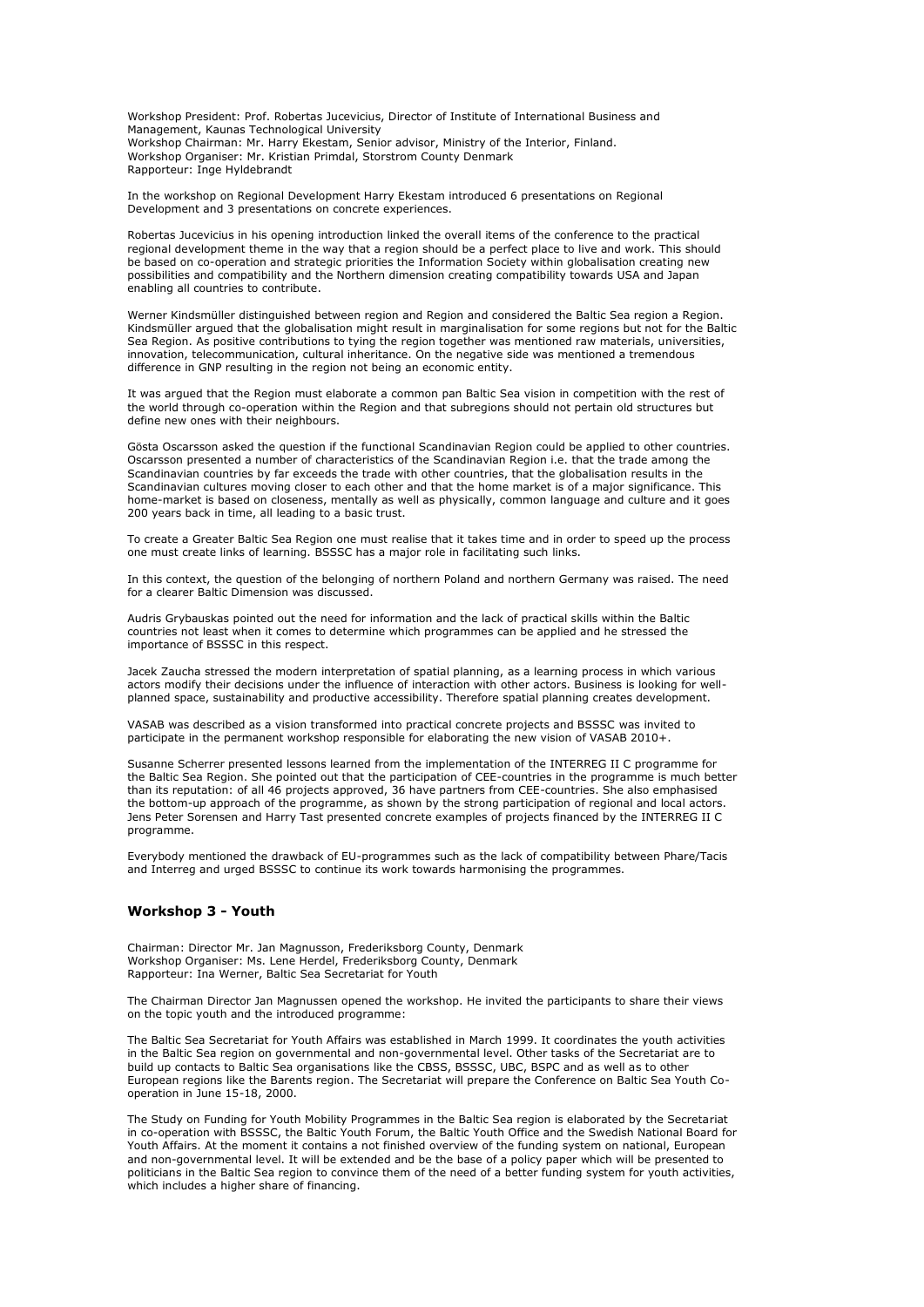Workshop President: Prof. Robertas Jucevicius, Director of Institute of International Business and Management, Kaunas Technological University
Workshop Chairman: Mr. Harry Ekestam, Senior advisor, Ministry of the Interior, Finland.
Workshop Organiser: Mr. Kristian Primdal, Storstrom County Denmark
Rapporteur: Inge Hyldebrandt

In the workshop on Regional Development Harry Ekestam introduced 6 presentations on Regional Development and 3 presentations on concrete experiences.

Robertas Jucevicius in his opening introduction linked the overall items of the conference to the practical regional development theme in the way that a region should be a perfect place to live and work. This should be based on co-operation and strategic priorities the Information Society within globalisation creating new possibilities and compatibility and the Northern dimension creating compatibility towards USA and Japan enabling all countries to contribute.

Werner Kindsmüller distinguished between region and Region and considered the Baltic Sea region a Region. Kindsmüller argued that the globalisation might result in marginalisation for some regions but not for the Baltic Sea Region. As positive contributions to tying the region together was mentioned raw materials, universities, innovation, telecommunication, cultural inheritance. On the negative side was mentioned a tremendous difference in GNP resulting in the region not being an economic entity.

It was argued that the Region must elaborate a common pan Baltic Sea vision in competition with the rest of the world through co-operation within the Region and that subregions should not pertain old structures but define new ones with their neighbours.

Gösta Oscarsson asked the question if the functional Scandinavian Region could be applied to other countries. Oscarsson presented a number of characteristics of the Scandinavian Region i.e. that the trade among the Scandinavian countries by far exceeds the trade with other countries, that the globalisation results in the Scandinavian cultures moving closer to each other and that the home market is of a major significance. This home-market is based on closeness, mentally as well as physically, common language and culture and it goes 200 years back in time, all leading to a basic trust.

To create a Greater Baltic Sea Region one must realise that it takes time and in order to speed up the process one must create links of learning. BSSSC has a major role in facilitating such links.

In this context, the question of the belonging of northern Poland and northern Germany was raised. The need for a clearer Baltic Dimension was discussed.

Audris Grybauskas pointed out the need for information and the lack of practical skills within the Baltic countries not least when it comes to determine which programmes can be applied and he stressed the importance of BSSSC in this respect.

Jacek Zaucha stressed the modern interpretation of spatial planning, as a learning process in which various actors modify their decisions under the influence of interaction with other actors. Business is looking for well-planned space, sustainability and productive accessibility. Therefore spatial planning creates development.

VASAB was described as a vision transformed into practical concrete projects and BSSSC was invited to participate in the permanent workshop responsible for elaborating the new vision of VASAB 2010+.

Susanne Scherrer presented lessons learned from the implementation of the INTERREG II C programme for the Baltic Sea Region. She pointed out that the participation of CEE-countries in the programme is much better than its reputation: of all 46 projects approved, 36 have partners from CEE-countries. She also emphasised the bottom-up approach of the programme, as shown by the strong participation of regional and local actors. Jens Peter Sorensen and Harry Tast presented concrete examples of projects financed by the INTERREG II C programme.

Everybody mentioned the drawback of EU-programmes such as the lack of compatibility between Phare/Tacis and Interreg and urged BSSSC to continue its work towards harmonising the programmes.

### Workshop 3 - Youth

Chairman: Director Mr. Jan Magnusson, Frederiksborg County, Denmark
Workshop Organiser: Ms. Lene Herdel, Frederiksborg County, Denmark
Rapporteur: Ina Werner, Baltic Sea Secretariat for Youth

The Chairman Director Jan Magnussen opened the workshop. He invited the participants to share their views on the topic youth and the introduced programme:

The Baltic Sea Secretariat for Youth Affairs was established in March 1999. It coordinates the youth activities in the Baltic Sea region on governmental and non-governmental level. Other tasks of the Secretariat are to build up contacts to Baltic Sea organisations like the CBSS, BSSSC, UBC, BSPC and as well as to other European regions like the Barents region. The Secretariat will prepare the Conference on Baltic Sea Youth Co-operation in June 15-18, 2000.

The Study on Funding for Youth Mobility Programmes in the Baltic Sea region is elaborated by the Secretariat in co-operation with BSSSC, the Baltic Youth Forum, the Baltic Youth Office and the Swedish National Board for Youth Affairs. At the moment it contains a not finished overview of the funding system on national, European and non-governmental level. It will be extended and be the base of a policy paper which will be presented to politicians in the Baltic Sea region to convince them of the need of a better funding system for youth activities, which includes a higher share of financing.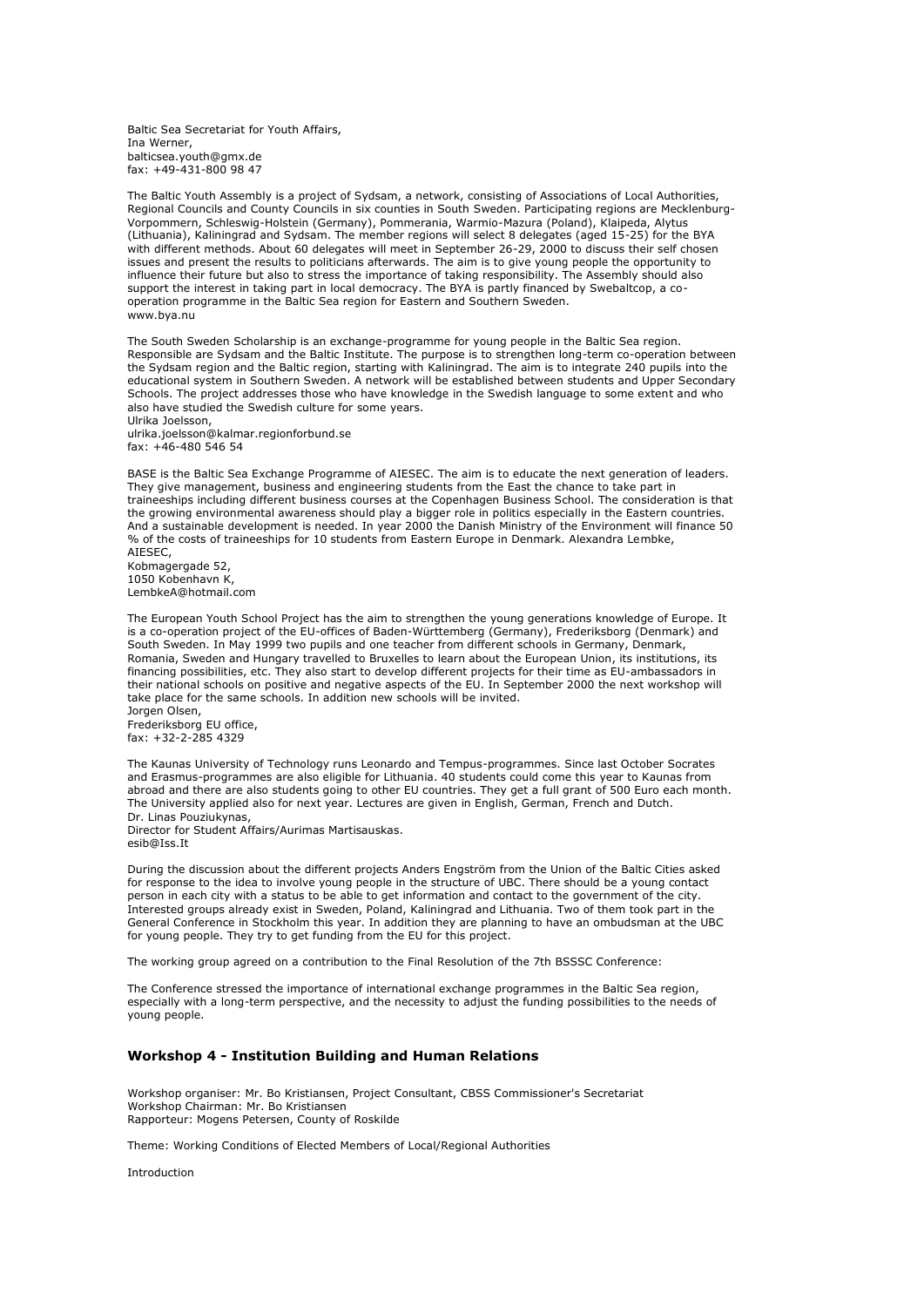Baltic Sea Secretariat for Youth Affairs,
Ina Werner,
balticsea.youth@gmx.de
fax: +49-431-800 98 47

The Baltic Youth Assembly is a project of Sydsam, a network, consisting of Associations of Local Authorities, Regional Councils and County Councils in six counties in South Sweden. Participating regions are Mecklenburg-Vorpommern, Schleswig-Holstein (Germany), Pommerania, Warmio-Mazura (Poland), Klaipeda, Alytus (Lithuania), Kaliningrad and Sydsam. The member regions will select 8 delegates (aged 15-25) for the BYA with different methods. About 60 delegates will meet in September 26-29, 2000 to discuss their self chosen issues and present the results to politicians afterwards. The aim is to give young people the opportunity to influence their future but also to stress the importance of taking responsibility. The Assembly should also support the interest in taking part in local democracy. The BYA is partly financed by Swebaltcop, a co-operation programme in the Baltic Sea region for Eastern and Southern Sweden.
www.bya.nu

The South Sweden Scholarship is an exchange-programme for young people in the Baltic Sea region. Responsible are Sydsam and the Baltic Institute. The purpose is to strengthen long-term co-operation between the Sydsam region and the Baltic region, starting with Kaliningrad. The aim is to integrate 240 pupils into the educational system in Southern Sweden. A network will be established between students and Upper Secondary Schools. The project addresses those who have knowledge in the Swedish language to some extent and who also have studied the Swedish culture for some years.
Ulrika Joelsson,
ulrika.joelsson@kalmar.regionforbund.se
fax: +46-480 546 54

BASE is the Baltic Sea Exchange Programme of AIESEC. The aim is to educate the next generation of leaders. They give management, business and engineering students from the East the chance to take part in traineeships including different business courses at the Copenhagen Business School. The consideration is that the growing environmental awareness should play a bigger role in politics especially in the Eastern countries. And a sustainable development is needed. In year 2000 the Danish Ministry of the Environment will finance 50 % of the costs of traineeships for 10 students from Eastern Europe in Denmark. Alexandra Lembke,
AIESEC,
Kobmagergade 52,
1050 Kobenhavn K,
LembkeA@hotmail.com

The European Youth School Project has the aim to strengthen the young generations knowledge of Europe. It is a co-operation project of the EU-offices of Baden-Württemberg (Germany), Frederiksborg (Denmark) and South Sweden. In May 1999 two pupils and one teacher from different schools in Germany, Denmark, Romania, Sweden and Hungary travelled to Bruxelles to learn about the European Union, its institutions, its financing possibilities, etc. They also start to develop different projects for their time as EU-ambassadors in their national schools on positive and negative aspects of the EU. In September 2000 the next workshop will take place for the same schools. In addition new schools will be invited.
Jorgen Olsen,
Frederiksborg EU office,
fax: +32-2-285 4329

The Kaunas University of Technology runs Leonardo and Tempus-programmes. Since last October Socrates and Erasmus-programmes are also eligible for Lithuania. 40 students could come this year to Kaunas from abroad and there are also students going to other EU countries. They get a full grant of 500 Euro each month. The University applied also for next year. Lectures are given in English, German, French and Dutch.
Dr. Linas Pouziukynas,
Director for Student Affairs/Aurimas Martisauskas.
esib@Iss.It

During the discussion about the different projects Anders Engström from the Union of the Baltic Cities asked for response to the idea to involve young people in the structure of UBC. There should be a young contact person in each city with a status to be able to get information and contact to the government of the city. Interested groups already exist in Sweden, Poland, Kaliningrad and Lithuania. Two of them took part in the General Conference in Stockholm this year. In addition they are planning to have an ombudsman at the UBC for young people. They try to get funding from the EU for this project.

The working group agreed on a contribution to the Final Resolution of the 7th BSSSC Conference:

The Conference stressed the importance of international exchange programmes in the Baltic Sea region, especially with a long-term perspective, and the necessity to adjust the funding possibilities to the needs of young people.

### Workshop 4 - Institution Building and Human Relations

Workshop organiser: Mr. Bo Kristiansen, Project Consultant, CBSS Commissioner's Secretariat
Workshop Chairman: Mr. Bo Kristiansen
Rapporteur: Mogens Petersen, County of Roskilde

Theme: Working Conditions of Elected Members of Local/Regional Authorities

Introduction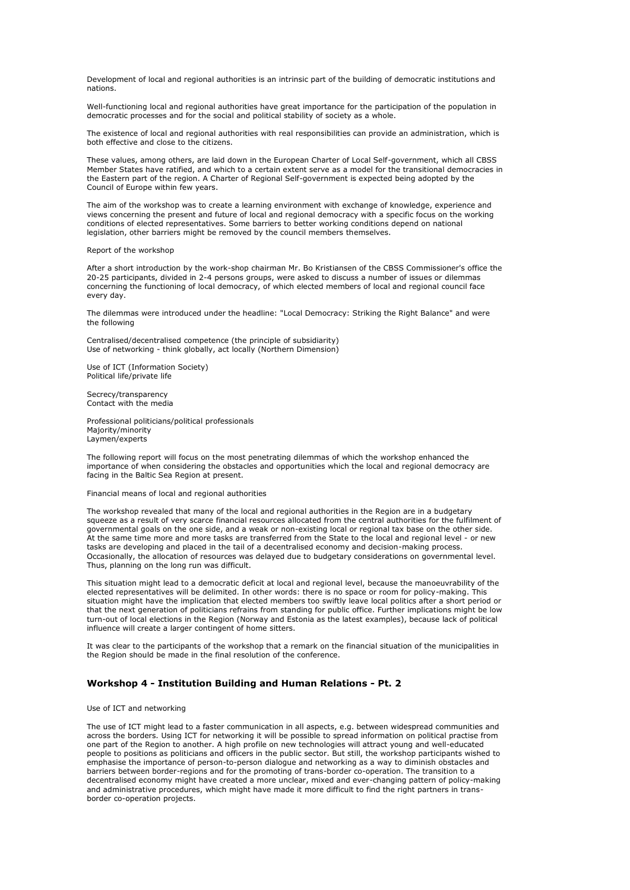Development of local and regional authorities is an intrinsic part of the building of democratic institutions and nations.

Well-functioning local and regional authorities have great importance for the participation of the population in democratic processes and for the social and political stability of society as a whole.

The existence of local and regional authorities with real responsibilities can provide an administration, which is both effective and close to the citizens.

These values, among others, are laid down in the European Charter of Local Self-government, which all CBSS Member States have ratified, and which to a certain extent serve as a model for the transitional democracies in the Eastern part of the region. A Charter of Regional Self-government is expected being adopted by the Council of Europe within few years.

The aim of the workshop was to create a learning environment with exchange of knowledge, experience and views concerning the present and future of local and regional democracy with a specific focus on the working conditions of elected representatives. Some barriers to better working conditions depend on national legislation, other barriers might be removed by the council members themselves.

Report of the workshop

After a short introduction by the work-shop chairman Mr. Bo Kristiansen of the CBSS Commissioner's office the 20-25 participants, divided in 2-4 persons groups, were asked to discuss a number of issues or dilemmas concerning the functioning of local democracy, of which elected members of local and regional council face every day.

The dilemmas were introduced under the headline: "Local Democracy: Striking the Right Balance" and were the following

Centralised/decentralised competence (the principle of subsidiarity)
Use of networking - think globally, act locally (Northern Dimension)

Use of ICT (Information Society)
Political life/private life

Secrecy/transparency
Contact with the media

Professional politicians/political professionals
Majority/minority
Laymen/experts

The following report will focus on the most penetrating dilemmas of which the workshop enhanced the importance of when considering the obstacles and opportunities which the local and regional democracy are facing in the Baltic Sea Region at present.

Financial means of local and regional authorities

The workshop revealed that many of the local and regional authorities in the Region are in a budgetary squeeze as a result of very scarce financial resources allocated from the central authorities for the fulfilment of governmental goals on the one side, and a weak or non-existing local or regional tax base on the other side. At the same time more and more tasks are transferred from the State to the local and regional level - or new tasks are developing and placed in the tail of a decentralised economy and decision-making process. Occasionally, the allocation of resources was delayed due to budgetary considerations on governmental level. Thus, planning on the long run was difficult.

This situation might lead to a democratic deficit at local and regional level, because the manoeuvrability of the elected representatives will be delimited. In other words: there is no space or room for policy-making. This situation might have the implication that elected members too swiftly leave local politics after a short period or that the next generation of politicians refrains from standing for public office. Further implications might be low turn-out of local elections in the Region (Norway and Estonia as the latest examples), because lack of political influence will create a larger contingent of home sitters.

It was clear to the participants of the workshop that a remark on the financial situation of the municipalities in the Region should be made in the final resolution of the conference.

### Workshop 4 - Institution Building and Human Relations - Pt. 2

Use of ICT and networking

The use of ICT might lead to a faster communication in all aspects, e.g. between widespread communities and across the borders. Using ICT for networking it will be possible to spread information on political practise from one part of the Region to another. A high profile on new technologies will attract young and well-educated people to positions as politicians and officers in the public sector. But still, the workshop participants wished to emphasise the importance of person-to-person dialogue and networking as a way to diminish obstacles and barriers between border-regions and for the promoting of trans-border co-operation. The transition to a decentralised economy might have created a more unclear, mixed and ever-changing pattern of policy-making and administrative procedures, which might have made it more difficult to find the right partners in trans-border co-operation projects.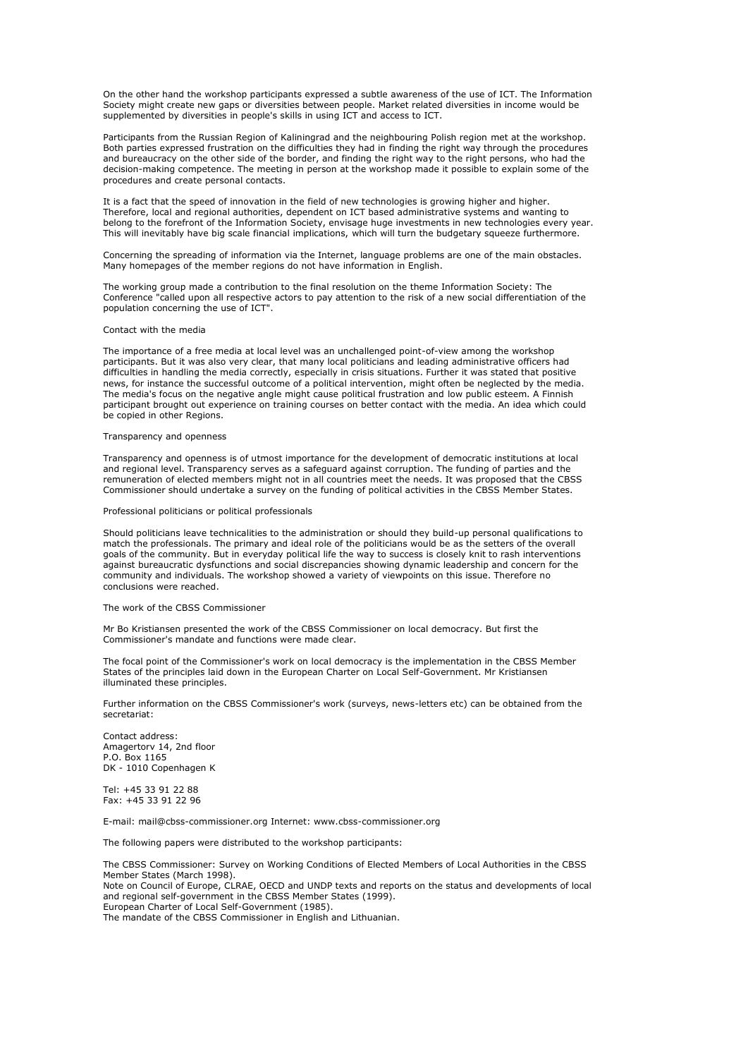On the other hand the workshop participants expressed a subtle awareness of the use of ICT. The Information Society might create new gaps or diversities between people. Market related diversities in income would be supplemented by diversities in people's skills in using ICT and access to ICT.

Participants from the Russian Region of Kaliningrad and the neighbouring Polish region met at the workshop. Both parties expressed frustration on the difficulties they had in finding the right way through the procedures and bureaucracy on the other side of the border, and finding the right way to the right persons, who had the decision-making competence. The meeting in person at the workshop made it possible to explain some of the procedures and create personal contacts.

It is a fact that the speed of innovation in the field of new technologies is growing higher and higher. Therefore, local and regional authorities, dependent on ICT based administrative systems and wanting to belong to the forefront of the Information Society, envisage huge investments in new technologies every year. This will inevitably have big scale financial implications, which will turn the budgetary squeeze furthermore.

Concerning the spreading of information via the Internet, language problems are one of the main obstacles. Many homepages of the member regions do not have information in English.

The working group made a contribution to the final resolution on the theme Information Society: The Conference "called upon all respective actors to pay attention to the risk of a new social differentiation of the population concerning the use of ICT".

## Contact with the media

The importance of a free media at local level was an unchallenged point-of-view among the workshop participants. But it was also very clear, that many local politicians and leading administrative officers had difficulties in handling the media correctly, especially in crisis situations. Further it was stated that positive news, for instance the successful outcome of a political intervention, might often be neglected by the media. The media's focus on the negative angle might cause political frustration and low public esteem. A Finnish participant brought out experience on training courses on better contact with the media. An idea which could be copied in other Regions.

## Transparency and openness

Transparency and openness is of utmost importance for the development of democratic institutions at local and regional level. Transparency serves as a safeguard against corruption. The funding of parties and the remuneration of elected members might not in all countries meet the needs. It was proposed that the CBSS Commissioner should undertake a survey on the funding of political activities in the CBSS Member States.

## Professional politicians or political professionals

Should politicians leave technicalities to the administration or should they build-up personal qualifications to match the professionals. The primary and ideal role of the politicians would be as the setters of the overall goals of the community. But in everyday political life the way to success is closely knit to rash interventions against bureaucratic dysfunctions and social discrepancies showing dynamic leadership and concern for the community and individuals. The workshop showed a variety of viewpoints on this issue. Therefore no conclusions were reached.

## The work of the CBSS Commissioner

Mr Bo Kristiansen presented the work of the CBSS Commissioner on local democracy. But first the Commissioner's mandate and functions were made clear.

The focal point of the Commissioner's work on local democracy is the implementation in the CBSS Member States of the principles laid down in the European Charter on Local Self-Government. Mr Kristiansen illuminated these principles.

Further information on the CBSS Commissioner's work (surveys, news-letters etc) can be obtained from the secretariat:

Contact address:
Amagertorv 14, 2nd floor
P.O. Box 1165
DK - 1010 Copenhagen K

Tel: +45 33 91 22 88
Fax: +45 33 91 22 96

E-mail: mail@cbss-commissioner.org Internet: www.cbss-commissioner.org

The following papers were distributed to the workshop participants:

The CBSS Commissioner: Survey on Working Conditions of Elected Members of Local Authorities in the CBSS Member States (March 1998).
Note on Council of Europe, CLRAE, OECD and UNDP texts and reports on the status and developments of local and regional self-government in the CBSS Member States (1999).
European Charter of Local Self-Government (1985).
The mandate of the CBSS Commissioner in English and Lithuanian.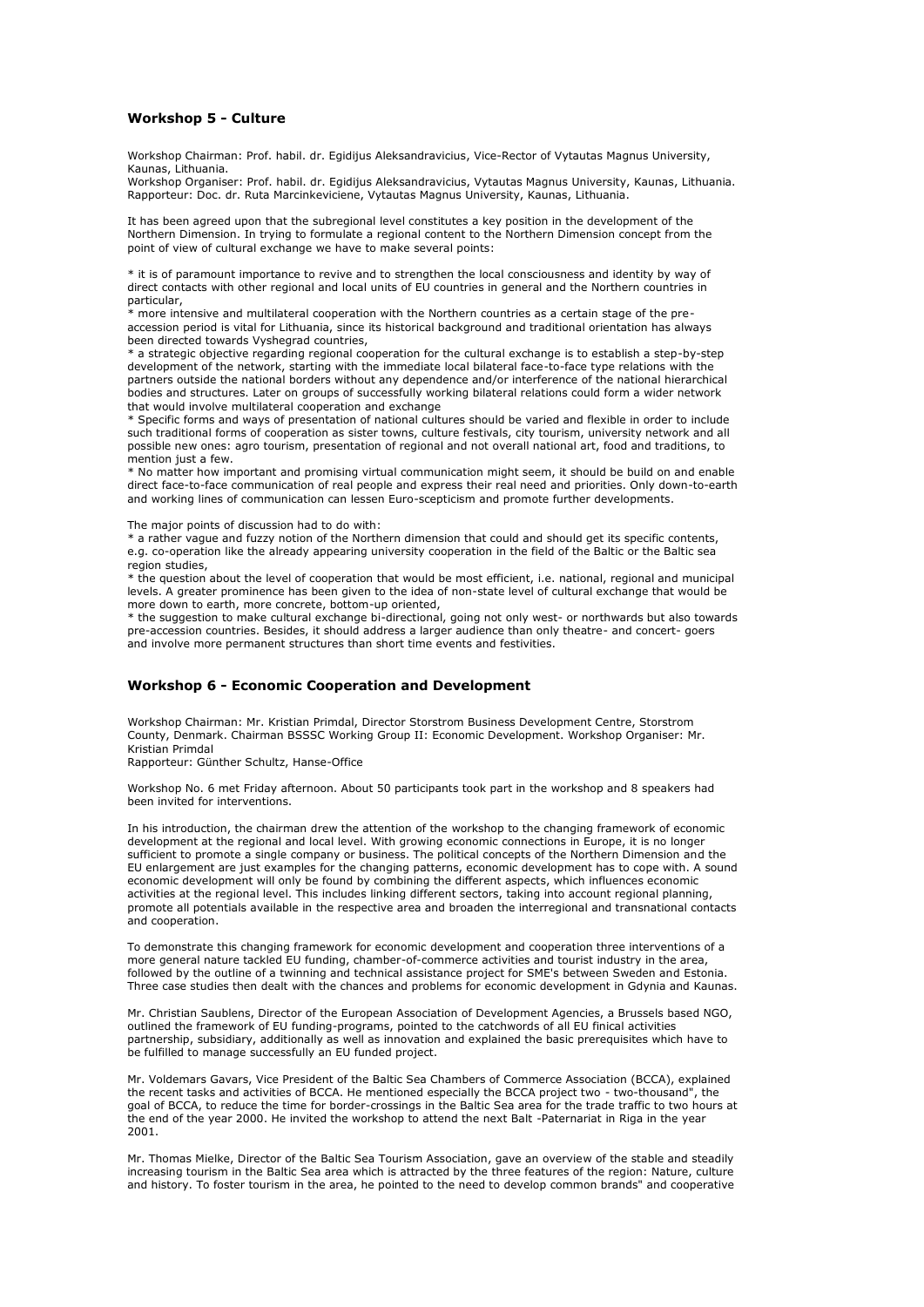### Workshop 5 - Culture

Workshop Chairman: Prof. habil. dr. Egidijus Aleksandravicius, Vice-Rector of Vytautas Magnus University, Kaunas, Lithuania.
Workshop Organiser: Prof. habil. dr. Egidijus Aleksandravicius, Vytautas Magnus University, Kaunas, Lithuania.
Rapporteur: Doc. dr. Ruta Marcinkeviciene, Vytautas Magnus University, Kaunas, Lithuania.

It has been agreed upon that the subregional level constitutes a key position in the development of the Northern Dimension. In trying to formulate a regional content to the Northern Dimension concept from the point of view of cultural exchange we have to make several points:

* it is of paramount importance to revive and to strengthen the local consciousness and identity by way of direct contacts with other regional and local units of EU countries in general and the Northern countries in particular,
* more intensive and multilateral cooperation with the Northern countries as a certain stage of the pre-accession period is vital for Lithuania, since its historical background and traditional orientation has always been directed towards Vyshegrad countries,
* a strategic objective regarding regional cooperation for the cultural exchange is to establish a step-by-step development of the network, starting with the immediate local bilateral face-to-face type relations with the partners outside the national borders without any dependence and/or interference of the national hierarchical bodies and structures. Later on groups of successfully working bilateral relations could form a wider network that would involve multilateral cooperation and exchange
* Specific forms and ways of presentation of national cultures should be varied and flexible in order to include such traditional forms of cooperation as sister towns, culture festivals, city tourism, university network and all possible new ones: agro tourism, presentation of regional and not overall national art, food and traditions, to mention just a few.
* No matter how important and promising virtual communication might seem, it should be build on and enable direct face-to-face communication of real people and express their real need and priorities. Only down-to-earth and working lines of communication can lessen Euro-scepticism and promote further developments.

The major points of discussion had to do with:

* a rather vague and fuzzy notion of the Northern dimension that could and should get its specific contents, e.g. co-operation like the already appearing university cooperation in the field of the Baltic or the Baltic sea region studies,
* the question about the level of cooperation that would be most efficient, i.e. national, regional and municipal levels. A greater prominence has been given to the idea of non-state level of cultural exchange that would be more down to earth, more concrete, bottom-up oriented,
* the suggestion to make cultural exchange bi-directional, going not only west- or northwards but also towards pre-accession countries. Besides, it should address a larger audience than only theatre- and concert- goers and involve more permanent structures than short time events and festivities.

### Workshop 6 - Economic Cooperation and Development

Workshop Chairman: Mr. Kristian Primdal, Director Storstrom Business Development Centre, Storstrom County, Denmark. Chairman BSSSC Working Group II: Economic Development. Workshop Organiser: Mr. Kristian Primdal
Rapporteur: Günther Schultz, Hanse-Office

Workshop No. 6 met Friday afternoon. About 50 participants took part in the workshop and 8 speakers had been invited for interventions.

In his introduction, the chairman drew the attention of the workshop to the changing framework of economic development at the regional and local level. With growing economic connections in Europe, it is no longer sufficient to promote a single company or business. The political concepts of the Northern Dimension and the EU enlargement are just examples for the changing patterns, economic development has to cope with. A sound economic development will only be found by combining the different aspects, which influences economic activities at the regional level. This includes linking different sectors, taking into account regional planning, promote all potentials available in the respective area and broaden the interregional and transnational contacts and cooperation.

To demonstrate this changing framework for economic development and cooperation three interventions of a more general nature tackled EU funding, chamber-of-commerce activities and tourist industry in the area, followed by the outline of a twinning and technical assistance project for SME's between Sweden and Estonia. Three case studies then dealt with the chances and problems for economic development in Gdynia and Kaunas.

Mr. Christian Saublens, Director of the European Association of Development Agencies, a Brussels based NGO, outlined the framework of EU funding-programs, pointed to the catchwords of all EU finical activities partnership, subsidiary, additionally as well as innovation and explained the basic prerequisites which have to be fulfilled to manage successfully an EU funded project.

Mr. Voldemars Gavars, Vice President of the Baltic Sea Chambers of Commerce Association (BCCA), explained the recent tasks and activities of BCCA. He mentioned especially the BCCA project two - two-thousand", the goal of BCCA, to reduce the time for border-crossings in the Baltic Sea area for the trade traffic to two hours at the end of the year 2000. He invited the workshop to attend the next Balt -Paternariat in Riga in the year 2001.

Mr. Thomas Mielke, Director of the Baltic Sea Tourism Association, gave an overview of the stable and steadily increasing tourism in the Baltic Sea area which is attracted by the three features of the region: Nature, culture and history. To foster tourism in the area, he pointed to the need to develop common brands" and cooperative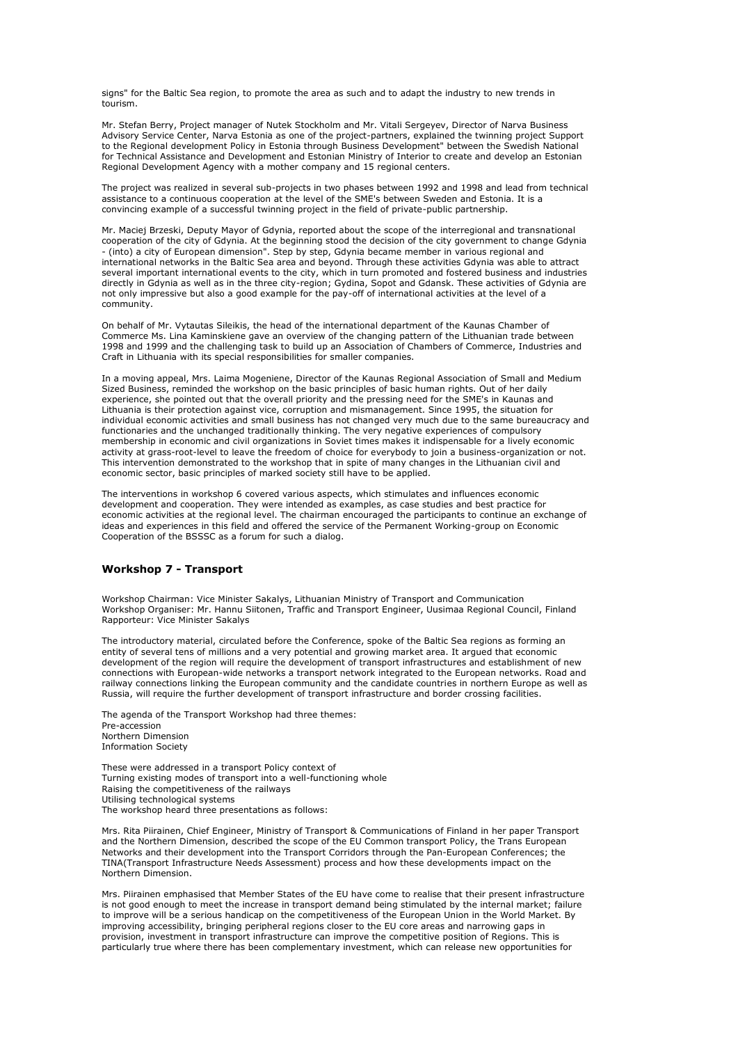signs" for the Baltic Sea region, to promote the area as such and to adapt the industry to new trends in tourism.

Mr. Stefan Berry, Project manager of Nutek Stockholm and Mr. Vitali Sergeyev, Director of Narva Business Advisory Service Center, Narva Estonia as one of the project-partners, explained the twinning project Support to the Regional development Policy in Estonia through Business Development" between the Swedish National for Technical Assistance and Development and Estonian Ministry of Interior to create and develop an Estonian Regional Development Agency with a mother company and 15 regional centers.

The project was realized in several sub-projects in two phases between 1992 and 1998 and lead from technical assistance to a continuous cooperation at the level of the SME's between Sweden and Estonia. It is a convincing example of a successful twinning project in the field of private-public partnership.

Mr. Maciej Brzeski, Deputy Mayor of Gdynia, reported about the scope of the interregional and transnational cooperation of the city of Gdynia. At the beginning stood the decision of the city government to change Gdynia - (into) a city of European dimension". Step by step, Gdynia became member in various regional and international networks in the Baltic Sea area and beyond. Through these activities Gdynia was able to attract several important international events to the city, which in turn promoted and fostered business and industries directly in Gdynia as well as in the three city-region; Gydina, Sopot and Gdansk. These activities of Gdynia are not only impressive but also a good example for the pay-off of international activities at the level of a community.

On behalf of Mr. Vytautas Sileikis, the head of the international department of the Kaunas Chamber of Commerce Ms. Lina Kaminskiene gave an overview of the changing pattern of the Lithuanian trade between 1998 and 1999 and the challenging task to build up an Association of Chambers of Commerce, Industries and Craft in Lithuania with its special responsibilities for smaller companies.

In a moving appeal, Mrs. Laima Mogeniene, Director of the Kaunas Regional Association of Small and Medium Sized Business, reminded the workshop on the basic principles of basic human rights. Out of her daily experience, she pointed out that the overall priority and the pressing need for the SME's in Kaunas and Lithuania is their protection against vice, corruption and mismanagement. Since 1995, the situation for individual economic activities and small business has not changed very much due to the same bureaucracy and functionaries and the unchanged traditionally thinking. The very negative experiences of compulsory membership in economic and civil organizations in Soviet times makes it indispensable for a lively economic activity at grass-root-level to leave the freedom of choice for everybody to join a business-organization or not. This intervention demonstrated to the workshop that in spite of many changes in the Lithuanian civil and economic sector, basic principles of marked society still have to be applied.

The interventions in workshop 6 covered various aspects, which stimulates and influences economic development and cooperation. They were intended as examples, as case studies and best practice for economic activities at the regional level. The chairman encouraged the participants to continue an exchange of ideas and experiences in this field and offered the service of the Permanent Working-group on Economic Cooperation of the BSSSC as a forum for such a dialog.

### Workshop 7 - Transport

Workshop Chairman: Vice Minister Sakalys, Lithuanian Ministry of Transport and Communication
Workshop Organiser: Mr. Hannu Siitonen, Traffic and Transport Engineer, Uusimaa Regional Council, Finland
Rapporteur: Vice Minister Sakalys

The introductory material, circulated before the Conference, spoke of the Baltic Sea regions as forming an entity of several tens of millions and a very potential and growing market area. It argued that economic development of the region will require the development of transport infrastructures and establishment of new connections with European-wide networks a transport network integrated to the European networks. Road and railway connections linking the European community and the candidate countries in northern Europe as well as Russia, will require the further development of transport infrastructure and border crossing facilities.

The agenda of the Transport Workshop had three themes:
Pre-accession
Northern Dimension
Information Society

These were addressed in a transport Policy context of
Turning existing modes of transport into a well-functioning whole
Raising the competitiveness of the railways
Utilising technological systems
The workshop heard three presentations as follows:

Mrs. Rita Piirainen, Chief Engineer, Ministry of Transport & Communications of Finland in her paper Transport and the Northern Dimension, described the scope of the EU Common transport Policy, the Trans European Networks and their development into the Transport Corridors through the Pan-European Conferences; the TINA(Transport Infrastructure Needs Assessment) process and how these developments impact on the Northern Dimension.

Mrs. Piirainen emphasised that Member States of the EU have come to realise that their present infrastructure is not good enough to meet the increase in transport demand being stimulated by the internal market; failure to improve will be a serious handicap on the competitiveness of the European Union in the World Market. By improving accessibility, bringing peripheral regions closer to the EU core areas and narrowing gaps in provision, investment in transport infrastructure can improve the competitive position of Regions. This is particularly true where there has been complementary investment, which can release new opportunities for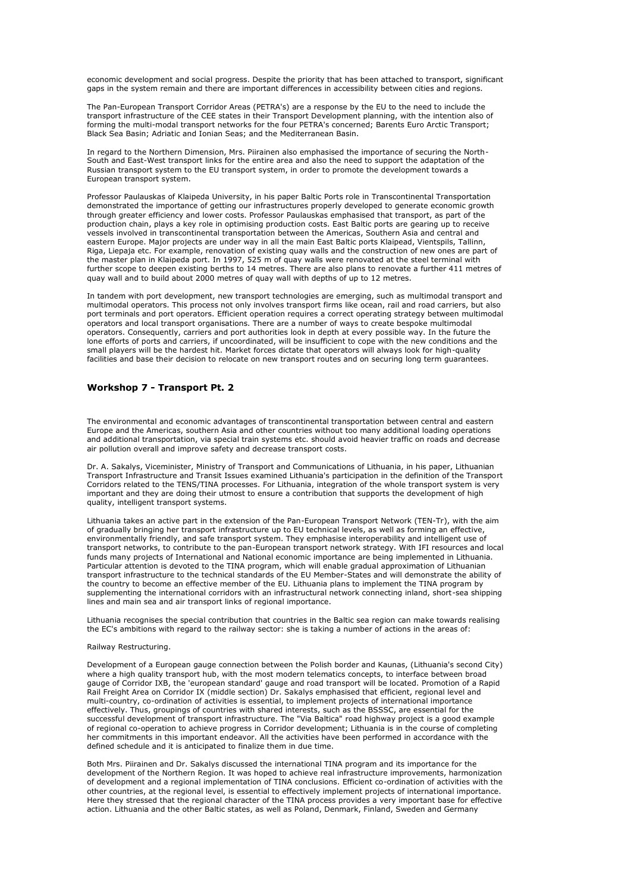economic development and social progress. Despite the priority that has been attached to transport, significant gaps in the system remain and there are important differences in accessibility between cities and regions.

The Pan-European Transport Corridor Areas (PETRA's) are a response by the EU to the need to include the transport infrastructure of the CEE states in their Transport Development planning, with the intention also of forming the multi-modal transport networks for the four PETRA's concerned; Barents Euro Arctic Transport; Black Sea Basin; Adriatic and Ionian Seas; and the Mediterranean Basin.

In regard to the Northern Dimension, Mrs. Piirainen also emphasised the importance of securing the North-South and East-West transport links for the entire area and also the need to support the adaptation of the Russian transport system to the EU transport system, in order to promote the development towards a European transport system.

Professor Paulauskas of Klaipeda University, in his paper Baltic Ports role in Transcontinental Transportation demonstrated the importance of getting our infrastructures properly developed to generate economic growth through greater efficiency and lower costs. Professor Paulauskas emphasised that transport, as part of the production chain, plays a key role in optimising production costs. East Baltic ports are gearing up to receive vessels involved in transcontinental transportation between the Americas, Southern Asia and central and eastern Europe. Major projects are under way in all the main East Baltic ports Klaipead, Vientspils, Tallinn, Riga, Liepaja etc. For example, renovation of existing quay walls and the construction of new ones are part of the master plan in Klaipeda port. In 1997, 525 m of quay walls were renovated at the steel terminal with further scope to deepen existing berths to 14 metres. There are also plans to renovate a further 411 metres of quay wall and to build about 2000 metres of quay wall with depths of up to 12 metres.

In tandem with port development, new transport technologies are emerging, such as multimodal transport and multimodal operators. This process not only involves transport firms like ocean, rail and road carriers, but also port terminals and port operators. Efficient operation requires a correct operating strategy between multimodal operators and local transport organisations. There are a number of ways to create bespoke multimodal operators. Consequently, carriers and port authorities look in depth at every possible way. In the future the lone efforts of ports and carriers, if uncoordinated, will be insufficient to cope with the new conditions and the small players will be the hardest hit. Market forces dictate that operators will always look for high-quality facilities and base their decision to relocate on new transport routes and on securing long term guarantees.

## Workshop 7 - Transport Pt. 2

The environmental and economic advantages of transcontinental transportation between central and eastern Europe and the Americas, southern Asia and other countries without too many additional loading operations and additional transportation, via special train systems etc. should avoid heavier traffic on roads and decrease air pollution overall and improve safety and decrease transport costs.

Dr. A. Sakalys, Viceminister, Ministry of Transport and Communications of Lithuania, in his paper, Lithuanian Transport Infrastructure and Transit Issues examined Lithuania's participation in the definition of the Transport Corridors related to the TENS/TINA processes. For Lithuania, integration of the whole transport system is very important and they are doing their utmost to ensure a contribution that supports the development of high quality, intelligent transport systems.

Lithuania takes an active part in the extension of the Pan-European Transport Network (TEN-Tr), with the aim of gradually bringing her transport infrastructure up to EU technical levels, as well as forming an effective, environmentally friendly, and safe transport system. They emphasise interoperability and intelligent use of transport networks, to contribute to the pan-European transport network strategy. With IFI resources and local funds many projects of International and National economic importance are being implemented in Lithuania. Particular attention is devoted to the TINA program, which will enable gradual approximation of Lithuanian transport infrastructure to the technical standards of the EU Member-States and will demonstrate the ability of the country to become an effective member of the EU. Lithuania plans to implement the TINA program by supplementing the international corridors with an infrastructural network connecting inland, short-sea shipping lines and main sea and air transport links of regional importance.

Lithuania recognises the special contribution that countries in the Baltic sea region can make towards realising the EC's ambitions with regard to the railway sector: she is taking a number of actions in the areas of:

Railway Restructuring.

Development of a European gauge connection between the Polish border and Kaunas, (Lithuania's second City) where a high quality transport hub, with the most modern telematics concepts, to interface between broad gauge of Corridor IXB, the 'european standard' gauge and road transport will be located. Promotion of a Rapid Rail Freight Area on Corridor IX (middle section) Dr. Sakalys emphasised that efficient, regional level and multi-country, co-ordination of activities is essential, to implement projects of international importance effectively. Thus, groupings of countries with shared interests, such as the BSSSC, are essential for the successful development of transport infrastructure. The "Via Baltica" road highway project is a good example of regional co-operation to achieve progress in Corridor development; Lithuania is in the course of completing her commitments in this important endeavor. All the activities have been performed in accordance with the defined schedule and it is anticipated to finalize them in due time.

Both Mrs. Piirainen and Dr. Sakalys discussed the international TINA program and its importance for the development of the Northern Region. It was hoped to achieve real infrastructure improvements, harmonization of development and a regional implementation of TINA conclusions. Efficient co-ordination of activities with the other countries, at the regional level, is essential to effectively implement projects of international importance. Here they stressed that the regional character of the TINA process provides a very important base for effective action. Lithuania and the other Baltic states, as well as Poland, Denmark, Finland, Sweden and Germany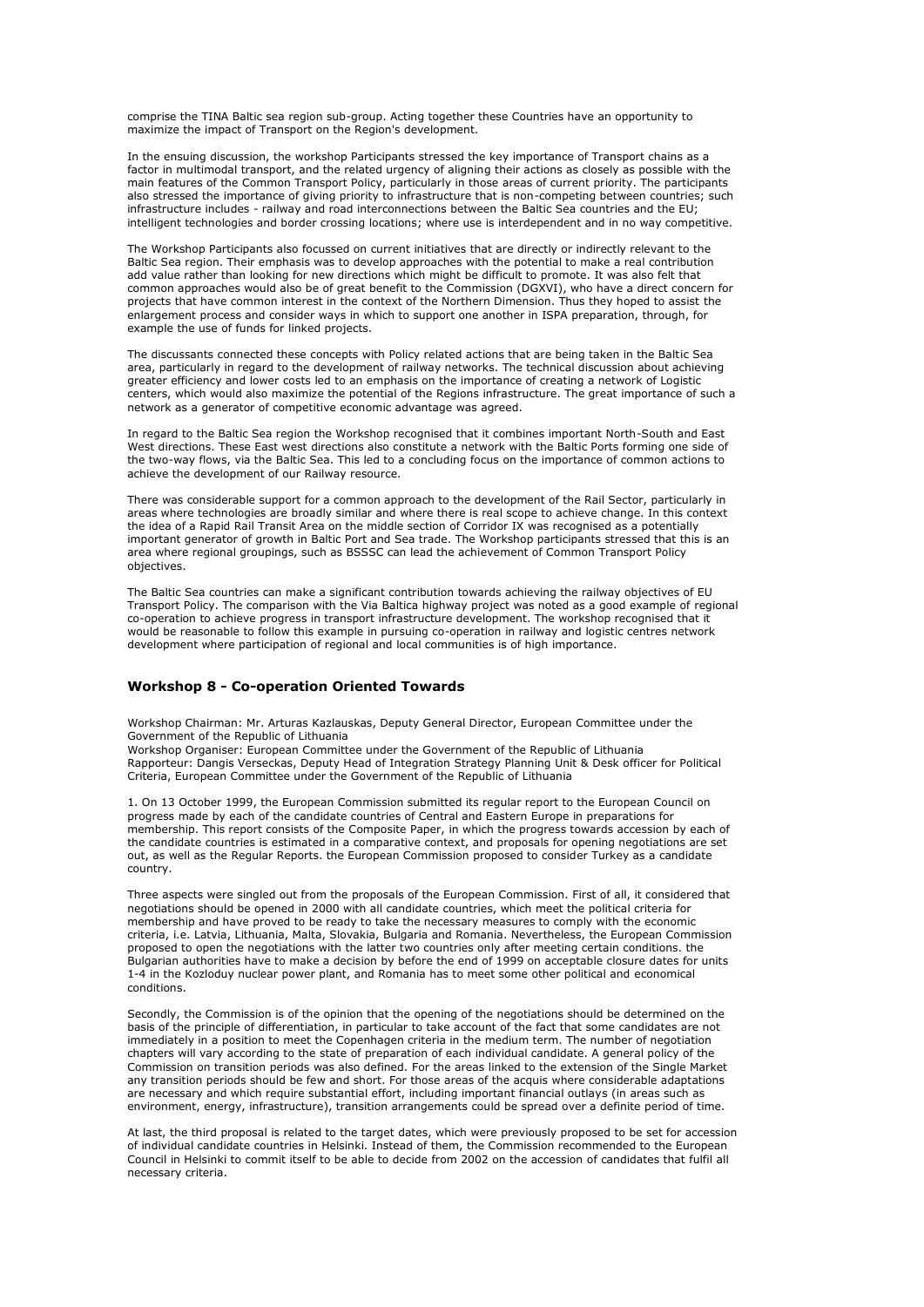comprise the TINA Baltic sea region sub-group. Acting together these Countries have an opportunity to maximize the impact of Transport on the Region's development.

In the ensuing discussion, the workshop Participants stressed the key importance of Transport chains as a factor in multimodal transport, and the related urgency of aligning their actions as closely as possible with the main features of the Common Transport Policy, particularly in those areas of current priority. The participants also stressed the importance of giving priority to infrastructure that is non-competing between countries; such infrastructure includes - railway and road interconnections between the Baltic Sea countries and the EU; intelligent technologies and border crossing locations; where use is interdependent and in no way competitive.

The Workshop Participants also focussed on current initiatives that are directly or indirectly relevant to the Baltic Sea region. Their emphasis was to develop approaches with the potential to make a real contribution add value rather than looking for new directions which might be difficult to promote. It was also felt that common approaches would also be of great benefit to the Commission (DGXVI), who have a direct concern for projects that have common interest in the context of the Northern Dimension. Thus they hoped to assist the enlargement process and consider ways in which to support one another in ISPA preparation, through, for example the use of funds for linked projects.

The discussants connected these concepts with Policy related actions that are being taken in the Baltic Sea area, particularly in regard to the development of railway networks. The technical discussion about achieving greater efficiency and lower costs led to an emphasis on the importance of creating a network of Logistic centers, which would also maximize the potential of the Regions infrastructure. The great importance of such a network as a generator of competitive economic advantage was agreed.

In regard to the Baltic Sea region the Workshop recognised that it combines important North-South and East West directions. These East west directions also constitute a network with the Baltic Ports forming one side of the two-way flows, via the Baltic Sea. This led to a concluding focus on the importance of common actions to achieve the development of our Railway resource.

There was considerable support for a common approach to the development of the Rail Sector, particularly in areas where technologies are broadly similar and where there is real scope to achieve change. In this context the idea of a Rapid Rail Transit Area on the middle section of Corridor IX was recognised as a potentially important generator of growth in Baltic Port and Sea trade. The Workshop participants stressed that this is an area where regional groupings, such as BSSSC can lead the achievement of Common Transport Policy objectives.

The Baltic Sea countries can make a significant contribution towards achieving the railway objectives of EU Transport Policy. The comparison with the Via Baltica highway project was noted as a good example of regional co-operation to achieve progress in transport infrastructure development. The workshop recognised that it would be reasonable to follow this example in pursuing co-operation in railway and logistic centres network development where participation of regional and local communities is of high importance.

### Workshop 8 - Co-operation Oriented Towards

Workshop Chairman: Mr. Arturas Kazlauskas, Deputy General Director, European Committee under the Government of the Republic of Lithuania
Workshop Organiser: European Committee under the Government of the Republic of Lithuania
Rapporteur: Dangis Verseckas, Deputy Head of Integration Strategy Planning Unit & Desk officer for Political Criteria, European Committee under the Government of the Republic of Lithuania

1. On 13 October 1999, the European Commission submitted its regular report to the European Council on progress made by each of the candidate countries of Central and Eastern Europe in preparations for membership. This report consists of the Composite Paper, in which the progress towards accession by each of the candidate countries is estimated in a comparative context, and proposals for opening negotiations are set out, as well as the Regular Reports. the European Commission proposed to consider Turkey as a candidate country.

Three aspects were singled out from the proposals of the European Commission. First of all, it considered that negotiations should be opened in 2000 with all candidate countries, which meet the political criteria for membership and have proved to be ready to take the necessary measures to comply with the economic criteria, i.e. Latvia, Lithuania, Malta, Slovakia, Bulgaria and Romania. Nevertheless, the European Commission proposed to open the negotiations with the latter two countries only after meeting certain conditions. the Bulgarian authorities have to make a decision by before the end of 1999 on acceptable closure dates for units 1-4 in the Kozloduy nuclear power plant, and Romania has to meet some other political and economical conditions.

Secondly, the Commission is of the opinion that the opening of the negotiations should be determined on the basis of the principle of differentiation, in particular to take account of the fact that some candidates are not immediately in a position to meet the Copenhagen criteria in the medium term. The number of negotiation chapters will vary according to the state of preparation of each individual candidate. A general policy of the Commission on transition periods was also defined. For the areas linked to the extension of the Single Market any transition periods should be few and short. For those areas of the acquis where considerable adaptations are necessary and which require substantial effort, including important financial outlays (in areas such as environment, energy, infrastructure), transition arrangements could be spread over a definite period of time.

At last, the third proposal is related to the target dates, which were previously proposed to be set for accession of individual candidate countries in Helsinki. Instead of them, the Commission recommended to the European Council in Helsinki to commit itself to be able to decide from 2002 on the accession of candidates that fulfil all necessary criteria.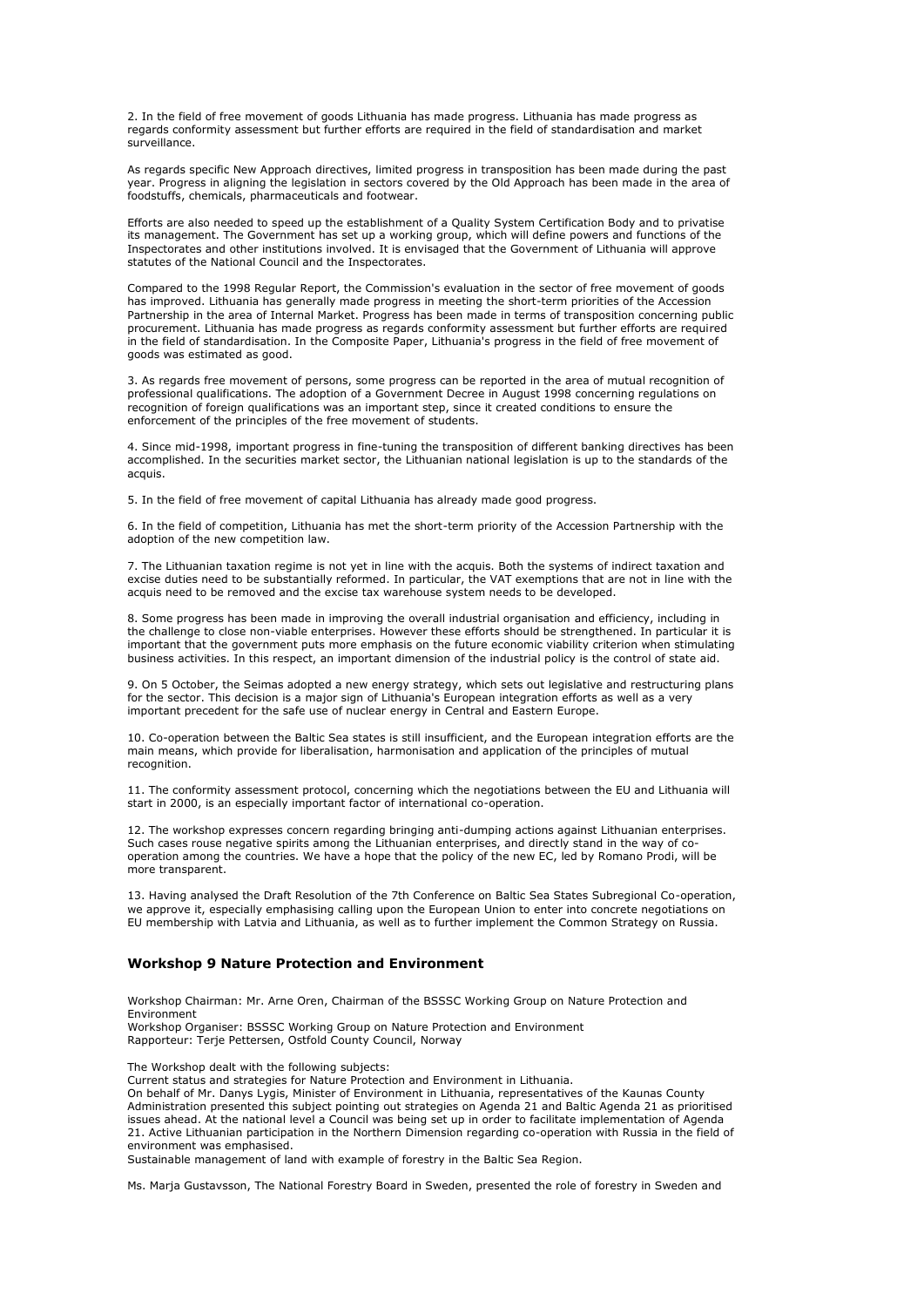2. In the field of free movement of goods Lithuania has made progress. Lithuania has made progress as regards conformity assessment but further efforts are required in the field of standardisation and market surveillance.

As regards specific New Approach directives, limited progress in transposition has been made during the past year. Progress in aligning the legislation in sectors covered by the Old Approach has been made in the area of foodstuffs, chemicals, pharmaceuticals and footwear.

Efforts are also needed to speed up the establishment of a Quality System Certification Body and to privatise its management. The Government has set up a working group, which will define powers and functions of the Inspectorates and other institutions involved. It is envisaged that the Government of Lithuania will approve statutes of the National Council and the Inspectorates.

Compared to the 1998 Regular Report, the Commission's evaluation in the sector of free movement of goods has improved. Lithuania has generally made progress in meeting the short-term priorities of the Accession Partnership in the area of Internal Market. Progress has been made in terms of transposition concerning public procurement. Lithuania has made progress as regards conformity assessment but further efforts are required in the field of standardisation. In the Composite Paper, Lithuania's progress in the field of free movement of goods was estimated as good.

3. As regards free movement of persons, some progress can be reported in the area of mutual recognition of professional qualifications. The adoption of a Government Decree in August 1998 concerning regulations on recognition of foreign qualifications was an important step, since it created conditions to ensure the enforcement of the principles of the free movement of students.

4. Since mid-1998, important progress in fine-tuning the transposition of different banking directives has been accomplished. In the securities market sector, the Lithuanian national legislation is up to the standards of the acquis.

5. In the field of free movement of capital Lithuania has already made good progress.

6. In the field of competition, Lithuania has met the short-term priority of the Accession Partnership with the adoption of the new competition law.

7. The Lithuanian taxation regime is not yet in line with the acquis. Both the systems of indirect taxation and excise duties need to be substantially reformed. In particular, the VAT exemptions that are not in line with the acquis need to be removed and the excise tax warehouse system needs to be developed.

8. Some progress has been made in improving the overall industrial organisation and efficiency, including in the challenge to close non-viable enterprises. However these efforts should be strengthened. In particular it is important that the government puts more emphasis on the future economic viability criterion when stimulating business activities. In this respect, an important dimension of the industrial policy is the control of state aid.

9. On 5 October, the Seimas adopted a new energy strategy, which sets out legislative and restructuring plans for the sector. This decision is a major sign of Lithuania's European integration efforts as well as a very important precedent for the safe use of nuclear energy in Central and Eastern Europe.

10. Co-operation between the Baltic Sea states is still insufficient, and the European integration efforts are the main means, which provide for liberalisation, harmonisation and application of the principles of mutual recognition.

11. The conformity assessment protocol, concerning which the negotiations between the EU and Lithuania will start in 2000, is an especially important factor of international co-operation.

12. The workshop expresses concern regarding bringing anti-dumping actions against Lithuanian enterprises. Such cases rouse negative spirits among the Lithuanian enterprises, and directly stand in the way of co-operation among the countries. We have a hope that the policy of the new EC, led by Romano Prodi, will be more transparent.

13. Having analysed the Draft Resolution of the 7th Conference on Baltic Sea States Subregional Co-operation, we approve it, especially emphasising calling upon the European Union to enter into concrete negotiations on EU membership with Latvia and Lithuania, as well as to further implement the Common Strategy on Russia.

### Workshop 9 Nature Protection and Environment

Workshop Chairman: Mr. Arne Oren, Chairman of the BSSSC Working Group on Nature Protection and Environment
Workshop Organiser: BSSSC Working Group on Nature Protection and Environment
Rapporteur: Terje Pettersen, Ostfold County Council, Norway

The Workshop dealt with the following subjects:
Current status and strategies for Nature Protection and Environment in Lithuania.
On behalf of Mr. Danys Lygis, Minister of Environment in Lithuania, representatives of the Kaunas County Administration presented this subject pointing out strategies on Agenda 21 and Baltic Agenda 21 as prioritised issues ahead. At the national level a Council was being set up in order to facilitate implementation of Agenda 21. Active Lithuanian participation in the Northern Dimension regarding co-operation with Russia in the field of environment was emphasised.
Sustainable management of land with example of forestry in the Baltic Sea Region.

Ms. Marja Gustavsson, The National Forestry Board in Sweden, presented the role of forestry in Sweden and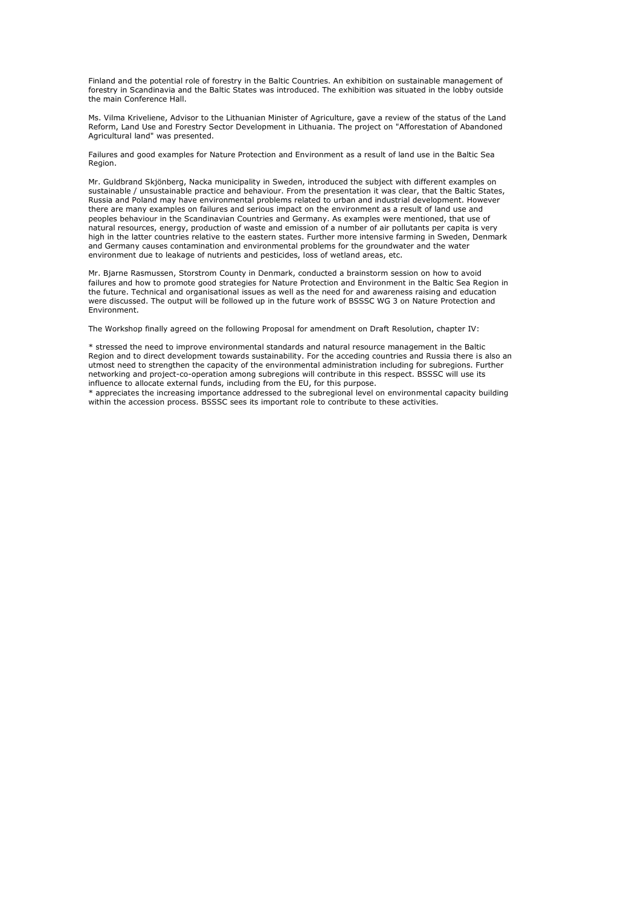Finland and the potential role of forestry in the Baltic Countries. An exhibition on sustainable management of forestry in Scandinavia and the Baltic States was introduced. The exhibition was situated in the lobby outside the main Conference Hall.

Ms. Vilma Kriveliene, Advisor to the Lithuanian Minister of Agriculture, gave a review of the status of the Land Reform, Land Use and Forestry Sector Development in Lithuania. The project on "Afforestation of Abandoned Agricultural land" was presented.

Failures and good examples for Nature Protection and Environment as a result of land use in the Baltic Sea Region.

Mr. Guldbrand Skjönberg, Nacka municipality in Sweden, introduced the subject with different examples on sustainable / unsustainable practice and behaviour. From the presentation it was clear, that the Baltic States, Russia and Poland may have environmental problems related to urban and industrial development. However there are many examples on failures and serious impact on the environment as a result of land use and peoples behaviour in the Scandinavian Countries and Germany. As examples were mentioned, that use of natural resources, energy, production of waste and emission of a number of air pollutants per capita is very high in the latter countries relative to the eastern states. Further more intensive farming in Sweden, Denmark and Germany causes contamination and environmental problems for the groundwater and the water environment due to leakage of nutrients and pesticides, loss of wetland areas, etc.

Mr. Bjarne Rasmussen, Storstrom County in Denmark, conducted a brainstorm session on how to avoid failures and how to promote good strategies for Nature Protection and Environment in the Baltic Sea Region in the future. Technical and organisational issues as well as the need for and awareness raising and education were discussed. The output will be followed up in the future work of BSSSC WG 3 on Nature Protection and Environment.

The Workshop finally agreed on the following Proposal for amendment on Draft Resolution, chapter IV:

* stressed the need to improve environmental standards and natural resource management in the Baltic Region and to direct development towards sustainability. For the acceding countries and Russia there is also an utmost need to strengthen the capacity of the environmental administration including for subregions. Further networking and project-co-operation among subregions will contribute in this respect. BSSSC will use its influence to allocate external funds, including from the EU, for this purpose.
* appreciates the increasing importance addressed to the subregional level on environmental capacity building within the accession process. BSSSC sees its important role to contribute to these activities.